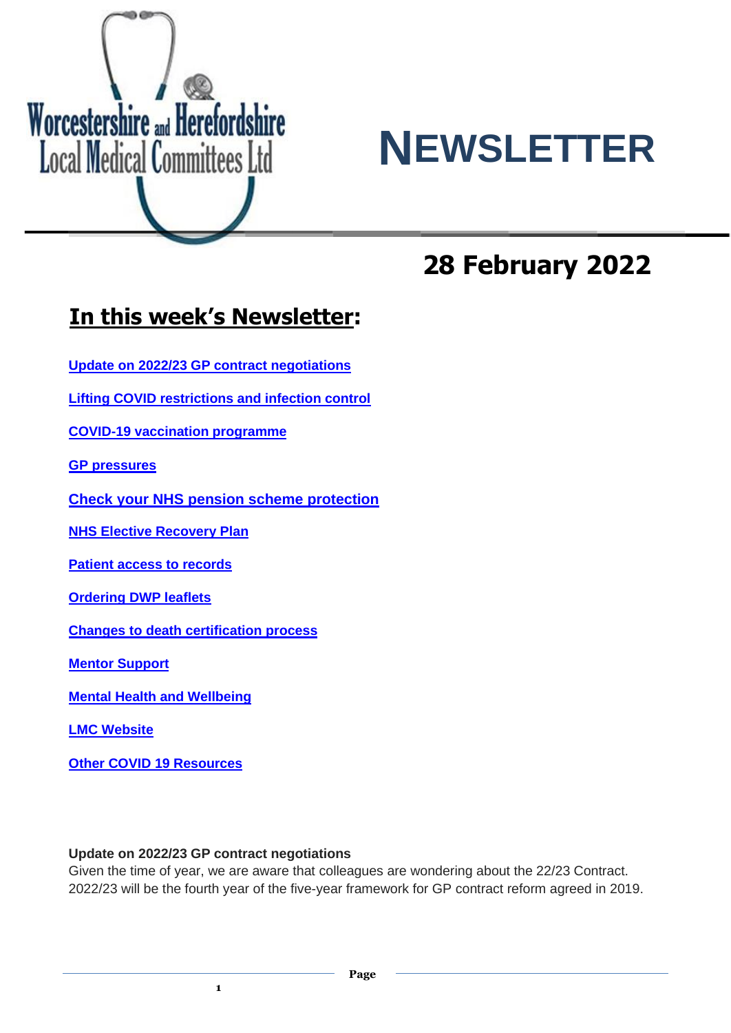Worcestershire and Herefordshire Local Medical Committees Ltd

# NEWSLETTER

## 28 February 2022

## In this week's Newsletter:

[Update on 2022/23 GP contract negotiations](#)

[Lifting COVID restrictions and infection control](#)

[COVID-19 vaccination programme](#)

[GP pressures](#)

[Check your NHS pension scheme protection](#)

[NHS Elective Recovery Plan](#)

[Patient access to records](#)

[Ordering DWP leaflets](#)

[Changes to death certification process](#)

[Mentor Support](#)

[Mental Health and Wellbeing](#)

[LMC Website](#)

[Other COVID 19 Resources](#)

**Update on 2022/23 GP contract negotiations**

Given the time of year, we are aware that colleagues are wondering about the 22/23 Contract. 2022/23 will be the fourth year of the five-year framework for GP contract reform agreed in 2019.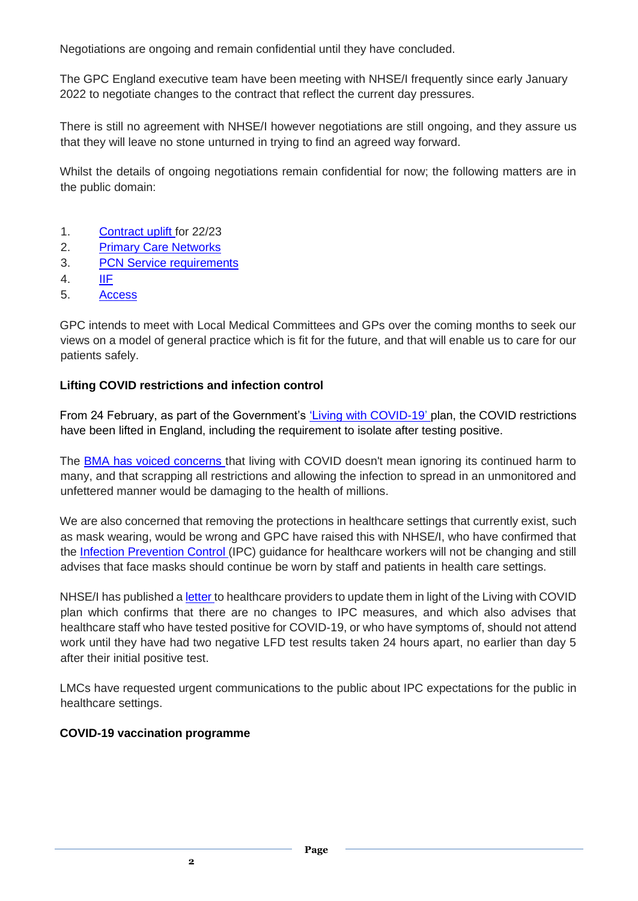Negotiations are ongoing and remain confidential until they have concluded.

The GPC England executive team have been meeting with NHSE/I frequently since early January 2022 to negotiate changes to the contract that reflect the current day pressures.

There is still no agreement with NHSE/I however negotiations are still ongoing, and they assure us that they will leave no stone unturned in trying to find an agreed way forward.

Whilst the details of ongoing negotiations remain confidential for now; the following matters are in the public domain:

1. Contract uplift for 22/23
2. Primary Care Networks
3. PCN Service requirements
4. IIF
5. Access

GPC intends to meet with Local Medical Committees and GPs over the coming months to seek our views on a model of general practice which is fit for the future, and that will enable us to care for our patients safely.

**Lifting COVID restrictions and infection control**

From 24 February, as part of the Government's 'Living with COVID-19' plan, the COVID restrictions have been lifted in England, including the requirement to isolate after testing positive.

The BMA has voiced concerns that living with COVID doesn't mean ignoring its continued harm to many, and that scrapping all restrictions and allowing the infection to spread in an unmonitored and unfettered manner would be damaging to the health of millions.

We are also concerned that removing the protections in healthcare settings that currently exist, such as mask wearing, would be wrong and GPC have raised this with NHSE/I, who have confirmed that the Infection Prevention Control (IPC) guidance for healthcare workers will not be changing and still advises that face masks should continue be worn by staff and patients in health care settings.

NHSE/I has published a letter to healthcare providers to update them in light of the Living with COVID plan which confirms that there are no changes to IPC measures, and which also advises that healthcare staff who have tested positive for COVID-19, or who have symptoms of, should not attend work until they have had two negative LFD test results taken 24 hours apart, no earlier than day 5 after their initial positive test.

LMCs have requested urgent communications to the public about IPC expectations for the public in healthcare settings.

**COVID-19 vaccination programme**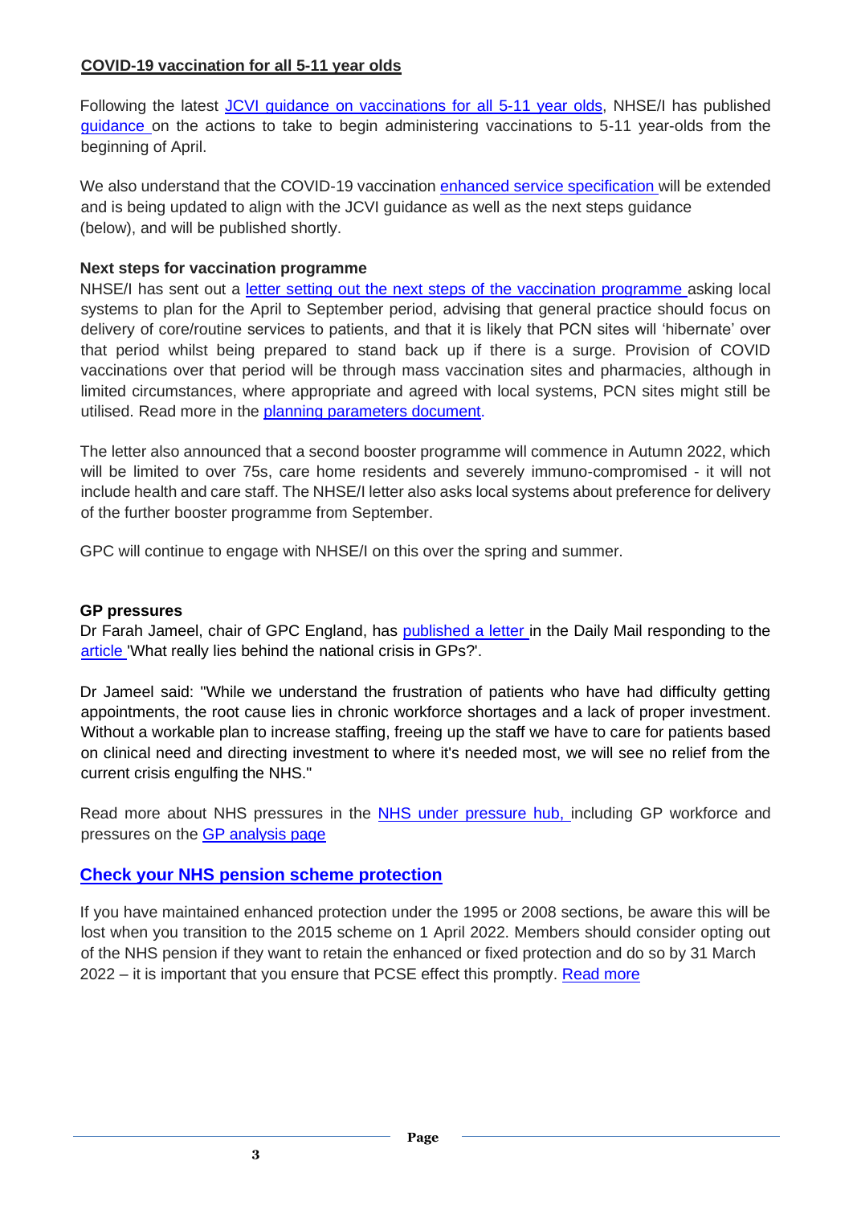## COVID-19 vaccination for all 5-11 year olds

Following the latest JCVI guidance on vaccinations for all 5-11 year olds, NHSE/I has published guidance on the actions to take to begin administering vaccinations to 5-11 year-olds from the beginning of April.

We also understand that the COVID-19 vaccination enhanced service specification will be extended and is being updated to align with the JCVI guidance as well as the next steps guidance (below), and will be published shortly.

### Next steps for vaccination programme

NHSE/I has sent out a letter setting out the next steps of the vaccination programme asking local systems to plan for the April to September period, advising that general practice should focus on delivery of core/routine services to patients, and that it is likely that PCN sites will 'hibernate' over that period whilst being prepared to stand back up if there is a surge. Provision of COVID vaccinations over that period will be through mass vaccination sites and pharmacies, although in limited circumstances, where appropriate and agreed with local systems, PCN sites might still be utilised. Read more in the planning parameters document.

The letter also announced that a second booster programme will commence in Autumn 2022, which will be limited to over 75s, care home residents and severely immuno-compromised - it will not include health and care staff. The NHSE/I letter also asks local systems about preference for delivery of the further booster programme from September.

GPC will continue to engage with NHSE/I on this over the spring and summer.

### GP pressures

Dr Farah Jameel, chair of GPC England, has published a letter in the Daily Mail responding to the article 'What really lies behind the national crisis in GPs?'.

Dr Jameel said: "While we understand the frustration of patients who have had difficulty getting appointments, the root cause lies in chronic workforce shortages and a lack of proper investment. Without a workable plan to increase staffing, freeing up the staff we have to care for patients based on clinical need and directing investment to where it's needed most, we will see no relief from the current crisis engulfing the NHS."

Read more about NHS pressures in the NHS under pressure hub, including GP workforce and pressures on the GP analysis page

## Check your NHS pension scheme protection

If you have maintained enhanced protection under the 1995 or 2008 sections, be aware this will be lost when you transition to the 2015 scheme on 1 April 2022. Members should consider opting out of the NHS pension if they want to retain the enhanced or fixed protection and do so by 31 March 2022 – it is important that you ensure that PCSE effect this promptly. Read more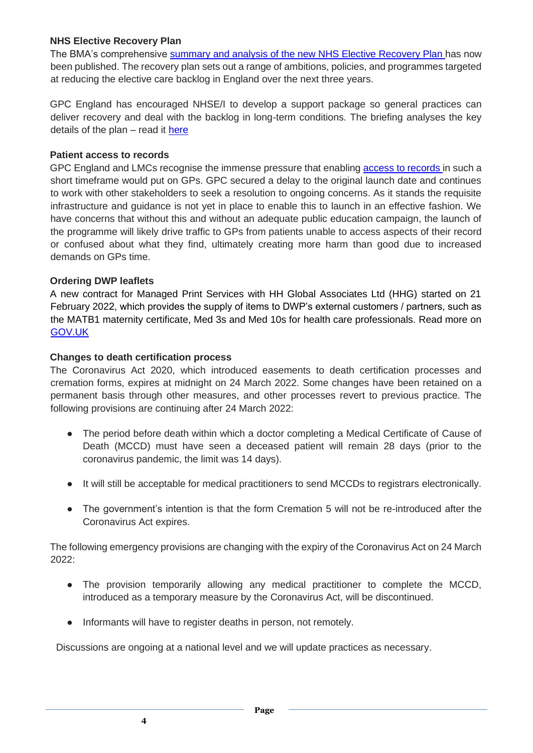### NHS Elective Recovery Plan

The BMA's comprehensive summary and analysis of the new NHS Elective Recovery Plan has now been published. The recovery plan sets out a range of ambitions, policies, and programmes targeted at reducing the elective care backlog in England over the next three years.

GPC England has encouraged NHSE/I to develop a support package so general practices can deliver recovery and deal with the backlog in long-term conditions. The briefing analyses the key details of the plan – read it here

### Patient access to records

GPC England and LMCs recognise the immense pressure that enabling access to records in such a short timeframe would put on GPs. GPC secured a delay to the original launch date and continues to work with other stakeholders to seek a resolution to ongoing concerns. As it stands the requisite infrastructure and guidance is not yet in place to enable this to launch in an effective fashion. We have concerns that without this and without an adequate public education campaign, the launch of the programme will likely drive traffic to GPs from patients unable to access aspects of their record or confused about what they find, ultimately creating more harm than good due to increased demands on GPs time.

### Ordering DWP leaflets

A new contract for Managed Print Services with HH Global Associates Ltd (HHG) started on 21 February 2022, which provides the supply of items to DWP's external customers / partners, such as the MATB1 maternity certificate, Med 3s and Med 10s for health care professionals. Read more on GOV.UK

### Changes to death certification process

The Coronavirus Act 2020, which introduced easements to death certification processes and cremation forms, expires at midnight on 24 March 2022. Some changes have been retained on a permanent basis through other measures, and other processes revert to previous practice. The following provisions are continuing after 24 March 2022:

- The period before death within which a doctor completing a Medical Certificate of Cause of Death (MCCD) must have seen a deceased patient will remain 28 days (prior to the coronavirus pandemic, the limit was 14 days).
- It will still be acceptable for medical practitioners to send MCCDs to registrars electronically.
- The government's intention is that the form Cremation 5 will not be re-introduced after the Coronavirus Act expires.

The following emergency provisions are changing with the expiry of the Coronavirus Act on 24 March 2022:

- The provision temporarily allowing any medical practitioner to complete the MCCD, introduced as a temporary measure by the Coronavirus Act, will be discontinued.
- Informants will have to register deaths in person, not remotely.

Discussions are ongoing at a national level and we will update practices as necessary.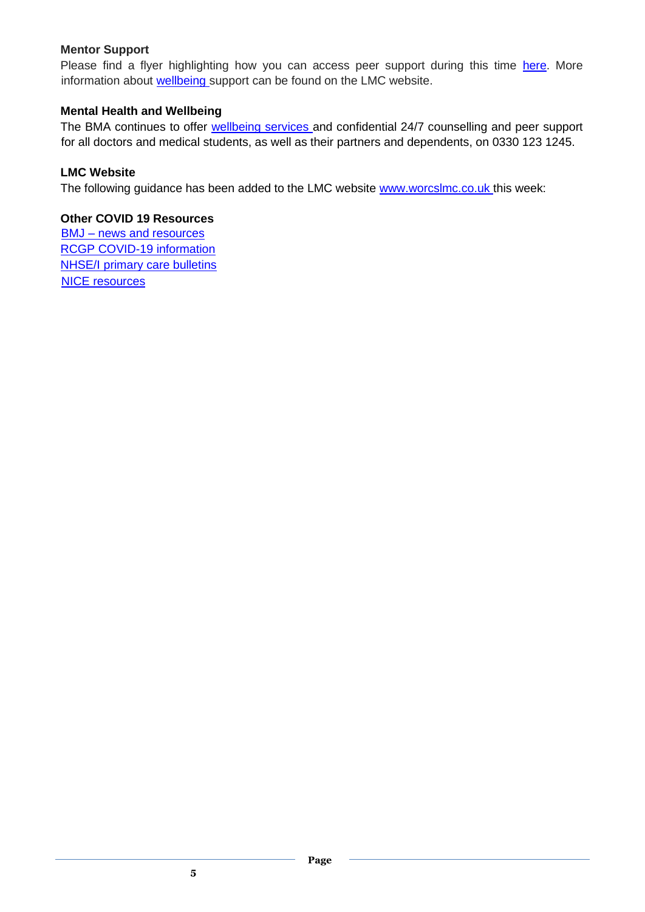**Mentor Support**

Please find a flyer highlighting how you can access peer support during this time here. More information about wellbeing support can be found on the LMC website.

**Mental Health and Wellbeing**

The BMA continues to offer wellbeing services and confidential 24/7 counselling and peer support for all doctors and medical students, as well as their partners and dependents, on 0330 123 1245.

**LMC Website**

The following guidance has been added to the LMC website www.worcslmc.co.uk this week:

**Other COVID 19 Resources**

BMJ – news and resources
RCGP COVID-19 information
NHSE/I primary care bulletins
NICE resources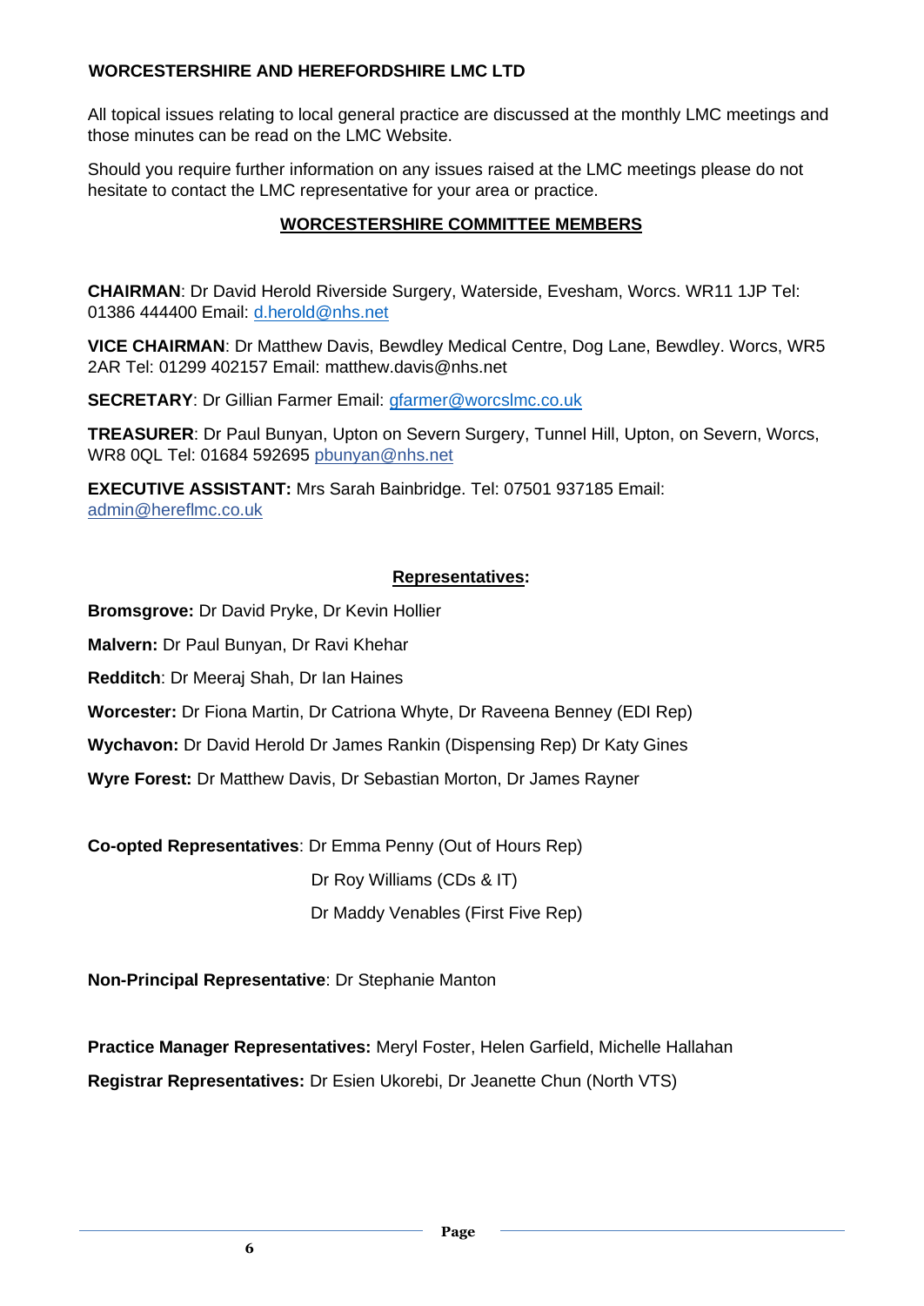## WORCESTERSHIRE AND HEREFORDSHIRE LMC LTD

All topical issues relating to local general practice are discussed at the monthly LMC meetings and those minutes can be read on the LMC Website.

Should you require further information on any issues raised at the LMC meetings please do not hesitate to contact the LMC representative for your area or practice.

### WORCESTERSHIRE COMMITTEE MEMBERS

**CHAIRMAN**: Dr David Herold Riverside Surgery, Waterside, Evesham, Worcs. WR11 1JP Tel: 01386 444400 Email: d.herold@nhs.net

**VICE CHAIRMAN**: Dr Matthew Davis, Bewdley Medical Centre, Dog Lane, Bewdley. Worcs, WR5 2AR Tel: 01299 402157 Email: matthew.davis@nhs.net

**SECRETARY**: Dr Gillian Farmer Email: gfarmer@worcslmc.co.uk

**TREASURER**: Dr Paul Bunyan, Upton on Severn Surgery, Tunnel Hill, Upton, on Severn, Worcs, WR8 0QL Tel: 01684 592695 pbunyan@nhs.net

**EXECUTIVE ASSISTANT:** Mrs Sarah Bainbridge. Tel: 07501 937185 Email: admin@hereflmc.co.uk

### Representatives:

**Bromsgrove:** Dr David Pryke, Dr Kevin Hollier

**Malvern:** Dr Paul Bunyan, Dr Ravi Khehar

**Redditch**: Dr Meeraj Shah, Dr Ian Haines

**Worcester:** Dr Fiona Martin, Dr Catriona Whyte, Dr Raveena Benney (EDI Rep)

**Wychavon:** Dr David Herold Dr James Rankin (Dispensing Rep) Dr Katy Gines

**Wyre Forest:** Dr Matthew Davis, Dr Sebastian Morton, Dr James Rayner

**Co-opted Representatives**: Dr Emma Penny (Out of Hours Rep)

Dr Roy Williams (CDs & IT)

Dr Maddy Venables (First Five Rep)

**Non-Principal Representative**: Dr Stephanie Manton

**Practice Manager Representatives:** Meryl Foster, Helen Garfield, Michelle Hallahan

**Registrar Representatives:** Dr Esien Ukorebi, Dr Jeanette Chun (North VTS)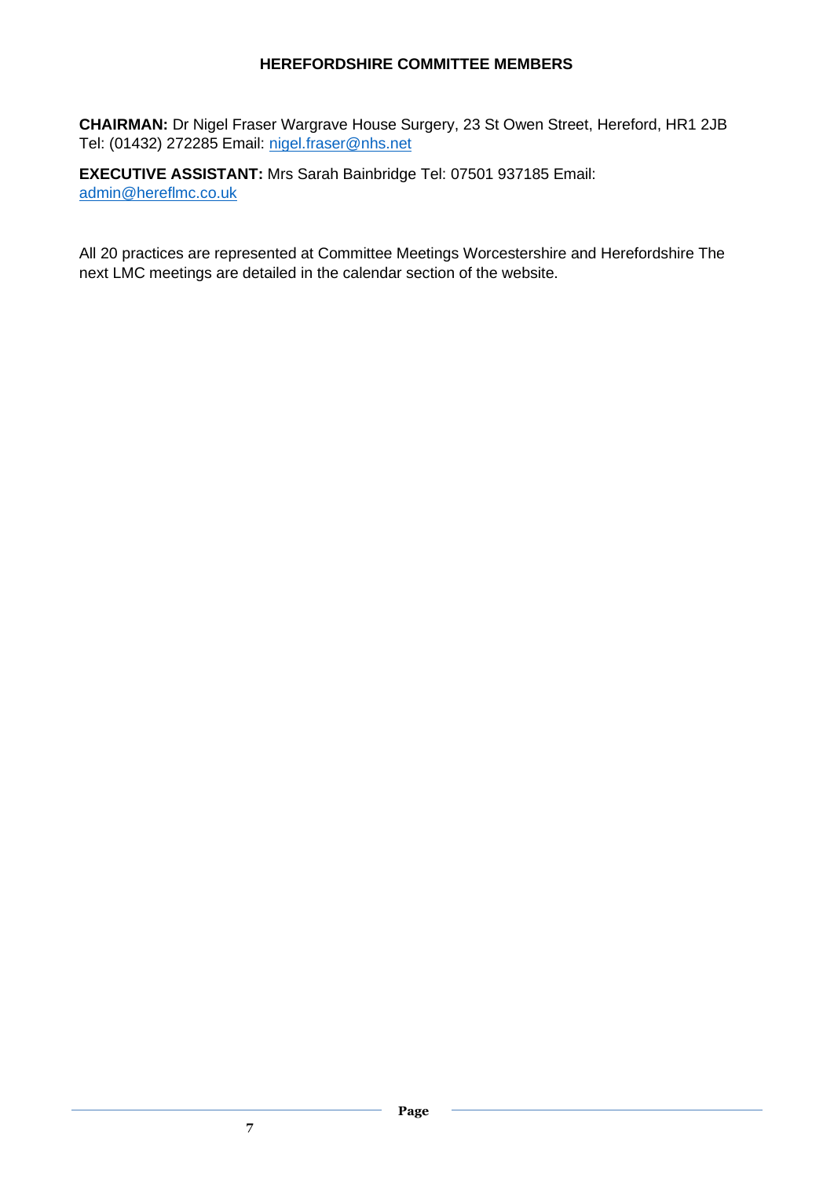## HEREFORDSHIRE COMMITTEE MEMBERS

**CHAIRMAN:** Dr Nigel Fraser Wargrave House Surgery, 23 St Owen Street, Hereford, HR1 2JB Tel: (01432) 272285 Email: nigel.fraser@nhs.net

**EXECUTIVE ASSISTANT:** Mrs Sarah Bainbridge Tel: 07501 937185 Email: admin@hereflmc.co.uk

All 20 practices are represented at Committee Meetings Worcestershire and Herefordshire The next LMC meetings are detailed in the calendar section of the website.